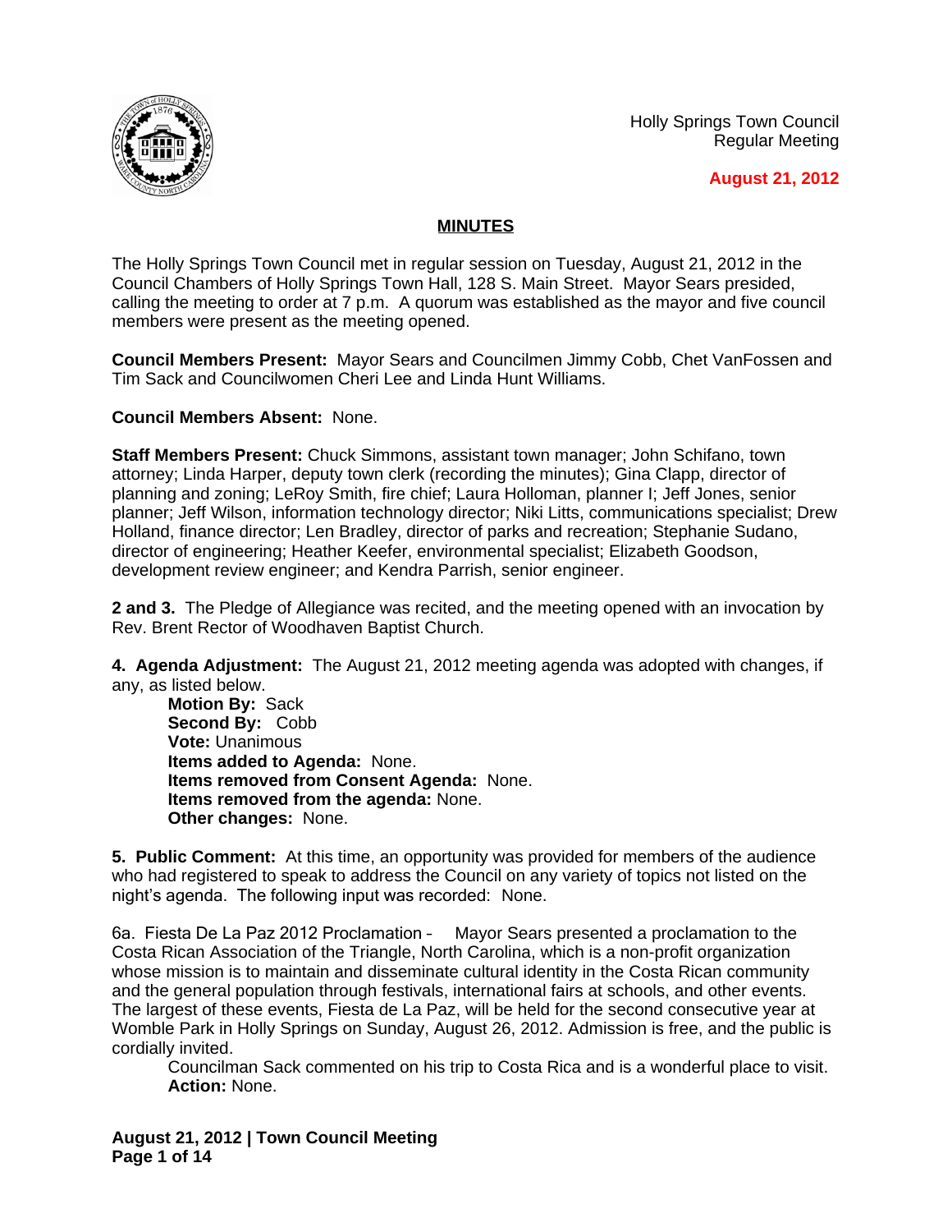Holly Springs Town Council
Regular Meeting

**August 21, 2012**

## MINUTES

The Holly Springs Town Council met in regular session on Tuesday, August 21, 2012 in the Council Chambers of Holly Springs Town Hall, 128 S. Main Street. Mayor Sears presided, calling the meeting to order at 7 p.m. A quorum was established as the mayor and five council members were present as the meeting opened.

**Council Members Present:** Mayor Sears and Councilmen Jimmy Cobb, Chet VanFossen and Tim Sack and Councilwomen Cheri Lee and Linda Hunt Williams.

**Council Members Absent:** None.

**Staff Members Present:** Chuck Simmons, assistant town manager; John Schifano, town attorney; Linda Harper, deputy town clerk (recording the minutes); Gina Clapp, director of planning and zoning; LeRoy Smith, fire chief; Laura Holloman, planner I; Jeff Jones, senior planner; Jeff Wilson, information technology director; Niki Litts, communications specialist; Drew Holland, finance director; Len Bradley, director of parks and recreation; Stephanie Sudano, director of engineering; Heather Keefer, environmental specialist; Elizabeth Goodson, development review engineer; and Kendra Parrish, senior engineer.

**2 and 3.** The Pledge of Allegiance was recited, and the meeting opened with an invocation by Rev. Brent Rector of Woodhaven Baptist Church.

**4. Agenda Adjustment:** The August 21, 2012 meeting agenda was adopted with changes, if any, as listed below.

**Motion By:** Sack
**Second By:** Cobb
**Vote:** Unanimous
**Items added to Agenda:** None.
**Items removed from Consent Agenda:** None.
**Items removed from the agenda:** None.
**Other changes:** None.

**5. Public Comment:** At this time, an opportunity was provided for members of the audience who had registered to speak to address the Council on any variety of topics not listed on the night's agenda. The following input was recorded: None.

6a. Fiesta De La Paz 2012 Proclamation – Mayor Sears presented a proclamation to the Costa Rican Association of the Triangle, North Carolina, which is a non-profit organization whose mission is to maintain and disseminate cultural identity in the Costa Rican community and the general population through festivals, international fairs at schools, and other events. The largest of these events, Fiesta de La Paz, will be held for the second consecutive year at Womble Park in Holly Springs on Sunday, August 26, 2012. Admission is free, and the public is cordially invited.

Councilman Sack commented on his trip to Costa Rica and is a wonderful place to visit.
**Action:** None.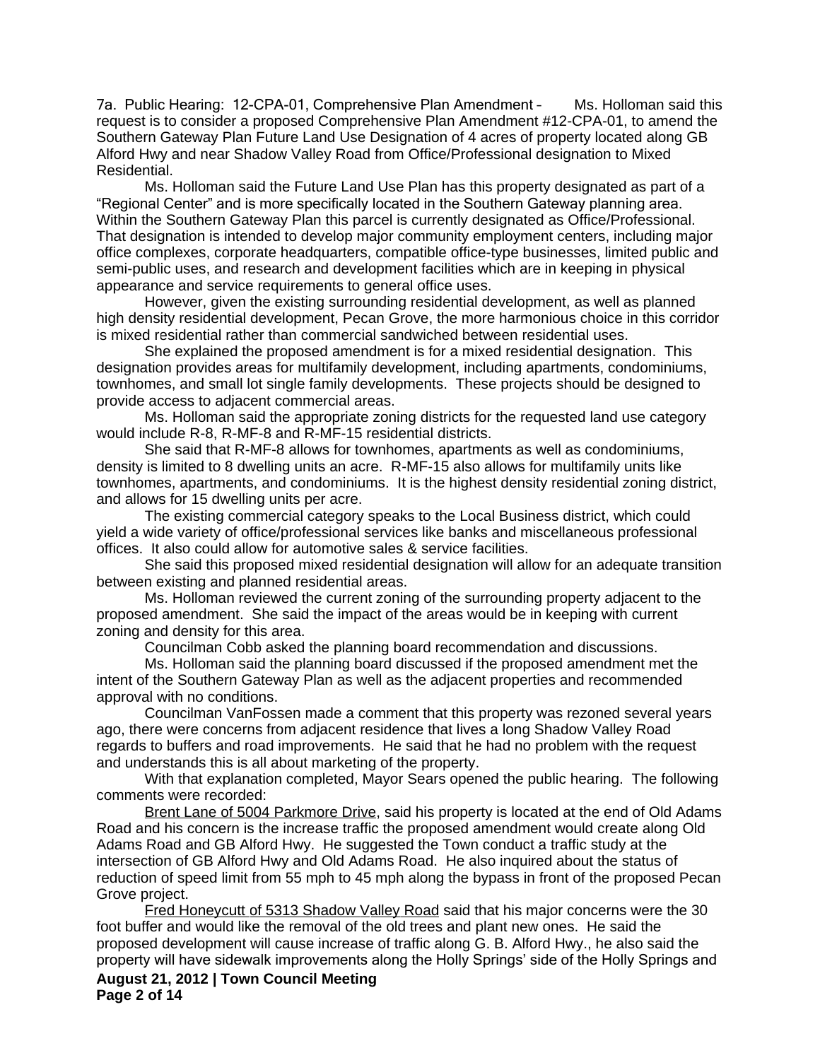7a. Public Hearing: 12-CPA-01, Comprehensive Plan Amendment – Ms. Holloman said this request is to consider a proposed Comprehensive Plan Amendment #12-CPA-01, to amend the Southern Gateway Plan Future Land Use Designation of 4 acres of property located along GB Alford Hwy and near Shadow Valley Road from Office/Professional designation to Mixed Residential.

Ms. Holloman said the Future Land Use Plan has this property designated as part of a "Regional Center" and is more specifically located in the Southern Gateway planning area. Within the Southern Gateway Plan this parcel is currently designated as Office/Professional. That designation is intended to develop major community employment centers, including major office complexes, corporate headquarters, compatible office-type businesses, limited public and semi-public uses, and research and development facilities which are in keeping in physical appearance and service requirements to general office uses.

However, given the existing surrounding residential development, as well as planned high density residential development, Pecan Grove, the more harmonious choice in this corridor is mixed residential rather than commercial sandwiched between residential uses.

She explained the proposed amendment is for a mixed residential designation. This designation provides areas for multifamily development, including apartments, condominiums, townhomes, and small lot single family developments. These projects should be designed to provide access to adjacent commercial areas.

Ms. Holloman said the appropriate zoning districts for the requested land use category would include R-8, R-MF-8 and R-MF-15 residential districts.

She said that R-MF-8 allows for townhomes, apartments as well as condominiums, density is limited to 8 dwelling units an acre. R-MF-15 also allows for multifamily units like townhomes, apartments, and condominiums. It is the highest density residential zoning district, and allows for 15 dwelling units per acre.

The existing commercial category speaks to the Local Business district, which could yield a wide variety of office/professional services like banks and miscellaneous professional offices. It also could allow for automotive sales & service facilities.

She said this proposed mixed residential designation will allow for an adequate transition between existing and planned residential areas.

Ms. Holloman reviewed the current zoning of the surrounding property adjacent to the proposed amendment. She said the impact of the areas would be in keeping with current zoning and density for this area.

Councilman Cobb asked the planning board recommendation and discussions.

Ms. Holloman said the planning board discussed if the proposed amendment met the intent of the Southern Gateway Plan as well as the adjacent properties and recommended approval with no conditions.

Councilman VanFossen made a comment that this property was rezoned several years ago, there were concerns from adjacent residence that lives a long Shadow Valley Road regards to buffers and road improvements. He said that he had no problem with the request and understands this is all about marketing of the property.

With that explanation completed, Mayor Sears opened the public hearing. The following comments were recorded:

Brent Lane of 5004 Parkmore Drive, said his property is located at the end of Old Adams Road and his concern is the increase traffic the proposed amendment would create along Old Adams Road and GB Alford Hwy. He suggested the Town conduct a traffic study at the intersection of GB Alford Hwy and Old Adams Road. He also inquired about the status of reduction of speed limit from 55 mph to 45 mph along the bypass in front of the proposed Pecan Grove project.

Fred Honeycutt of 5313 Shadow Valley Road said that his major concerns were the 30 foot buffer and would like the removal of the old trees and plant new ones. He said the proposed development will cause increase of traffic along G. B. Alford Hwy., he also said the property will have sidewalk improvements along the Holly Springs' side of the Holly Springs and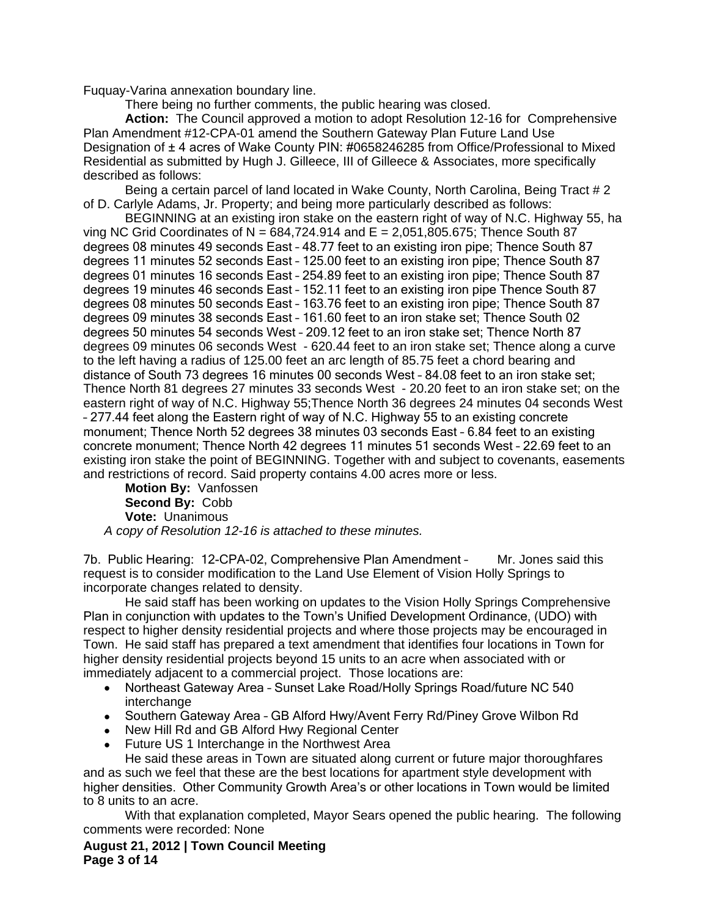Fuquay-Varina annexation boundary line.

There being no further comments, the public hearing was closed.

**Action:** The Council approved a motion to adopt Resolution 12-16 for Comprehensive Plan Amendment #12-CPA-01 amend the Southern Gateway Plan Future Land Use Designation of ± 4 acres of Wake County PIN: #0658246285 from Office/Professional to Mixed Residential as submitted by Hugh J. Gilleece, III of Gilleece & Associates, more specifically described as follows:

Being a certain parcel of land located in Wake County, North Carolina, Being Tract # 2 of D. Carlyle Adams, Jr. Property; and being more particularly described as follows:

BEGINNING at an existing iron stake on the eastern right of way of N.C. Highway 55, ha ving NC Grid Coordinates of N = 684,724.914 and E = 2,051,805.675; Thence South 87 degrees 08 minutes 49 seconds East – 48.77 feet to an existing iron pipe; Thence South 87 degrees 11 minutes 52 seconds East – 125.00 feet to an existing iron pipe; Thence South 87 degrees 01 minutes 16 seconds East – 254.89 feet to an existing iron pipe; Thence South 87 degrees 19 minutes 46 seconds East – 152.11 feet to an existing iron pipe Thence South 87 degrees 08 minutes 50 seconds East – 163.76 feet to an existing iron pipe; Thence South 87 degrees 09 minutes 38 seconds East – 161.60 feet to an iron stake set; Thence South 02 degrees 50 minutes 54 seconds West – 209.12 feet to an iron stake set; Thence North 87 degrees 09 minutes 06 seconds West - 620.44 feet to an iron stake set; Thence along a curve to the left having a radius of 125.00 feet an arc length of 85.75 feet a chord bearing and distance of South 73 degrees 16 minutes 00 seconds West – 84.08 feet to an iron stake set; Thence North 81 degrees 27 minutes 33 seconds West - 20.20 feet to an iron stake set; on the eastern right of way of N.C. Highway 55;Thence North 36 degrees 24 minutes 04 seconds West – 277.44 feet along the Eastern right of way of N.C. Highway 55 to an existing concrete monument; Thence North 52 degrees 38 minutes 03 seconds East – 6.84 feet to an existing concrete monument; Thence North 42 degrees 11 minutes 51 seconds West – 22.69 feet to an existing iron stake the point of BEGINNING. Together with and subject to covenants, easements and restrictions of record. Said property contains 4.00 acres more or less.

**Motion By:** Vanfossen
**Second By:** Cobb
**Vote:** Unanimous

*A copy of Resolution 12-16 is attached to these minutes.*

7b. Public Hearing: 12-CPA-02, Comprehensive Plan Amendment – Mr. Jones said this request is to consider modification to the Land Use Element of Vision Holly Springs to incorporate changes related to density.

He said staff has been working on updates to the Vision Holly Springs Comprehensive Plan in conjunction with updates to the Town's Unified Development Ordinance, (UDO) with respect to higher density residential projects and where those projects may be encouraged in Town. He said staff has prepared a text amendment that identifies four locations in Town for higher density residential projects beyond 15 units to an acre when associated with or immediately adjacent to a commercial project. Those locations are:

- Northeast Gateway Area – Sunset Lake Road/Holly Springs Road/future NC 540 interchange
- Southern Gateway Area – GB Alford Hwy/Avent Ferry Rd/Piney Grove Wilbon Rd
- New Hill Rd and GB Alford Hwy Regional Center
- Future US 1 Interchange in the Northwest Area

He said these areas in Town are situated along current or future major thoroughfares and as such we feel that these are the best locations for apartment style development with higher densities. Other Community Growth Area's or other locations in Town would be limited to 8 units to an acre.

With that explanation completed, Mayor Sears opened the public hearing. The following comments were recorded: None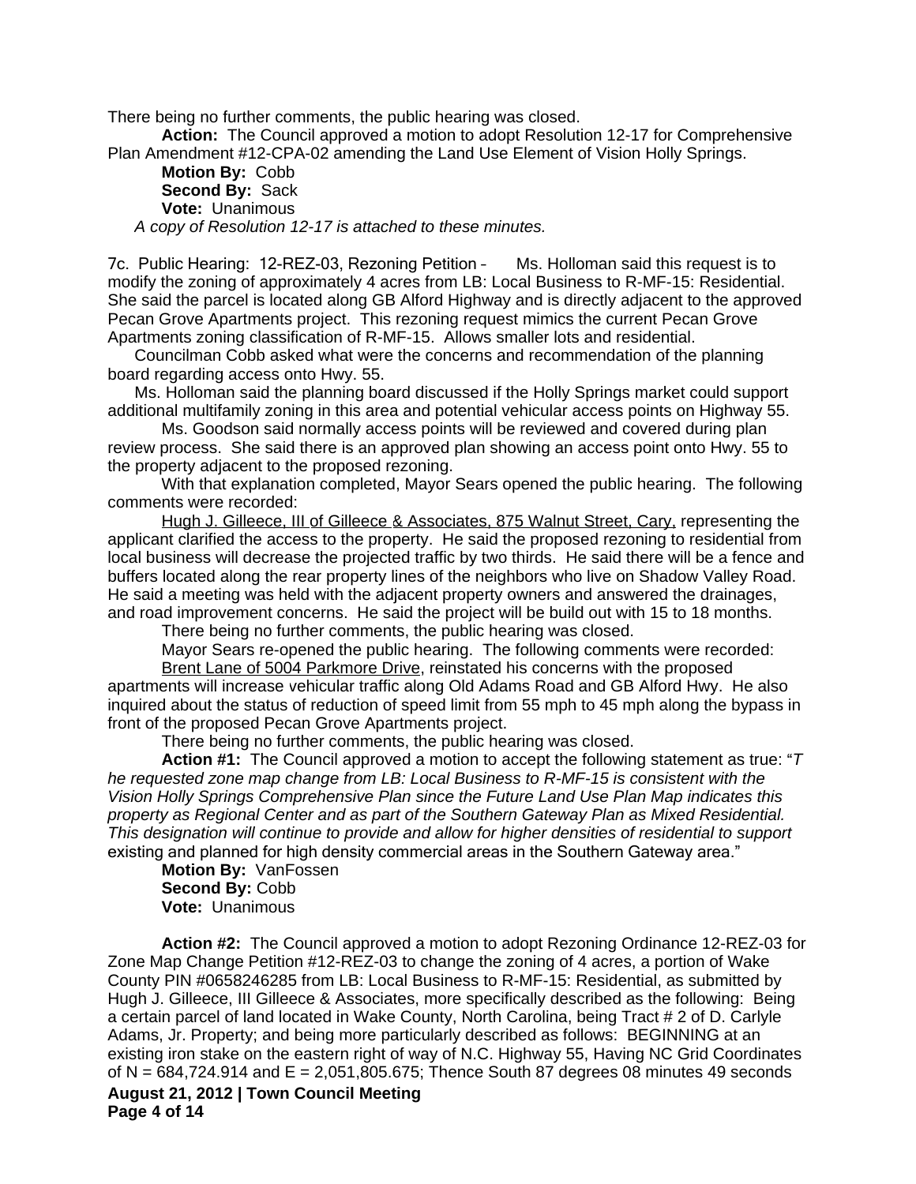There being no further comments, the public hearing was closed.

**Action:** The Council approved a motion to adopt Resolution 12-17 for Comprehensive Plan Amendment #12-CPA-02 amending the Land Use Element of Vision Holly Springs.

**Motion By:** Cobb
**Second By:** Sack
**Vote:** Unanimous

*A copy of Resolution 12-17 is attached to these minutes.*

7c. Public Hearing: 12-REZ-03, Rezoning Petition – Ms. Holloman said this request is to modify the zoning of approximately 4 acres from LB: Local Business to R-MF-15: Residential. She said the parcel is located along GB Alford Highway and is directly adjacent to the approved Pecan Grove Apartments project. This rezoning request mimics the current Pecan Grove Apartments zoning classification of R-MF-15. Allows smaller lots and residential.

Councilman Cobb asked what were the concerns and recommendation of the planning board regarding access onto Hwy. 55.

Ms. Holloman said the planning board discussed if the Holly Springs market could support additional multifamily zoning in this area and potential vehicular access points on Highway 55.

Ms. Goodson said normally access points will be reviewed and covered during plan review process. She said there is an approved plan showing an access point onto Hwy. 55 to the property adjacent to the proposed rezoning.

With that explanation completed, Mayor Sears opened the public hearing. The following comments were recorded:

Hugh J. Gilleece, III of Gilleece & Associates, 875 Walnut Street, Cary, representing the applicant clarified the access to the property. He said the proposed rezoning to residential from local business will decrease the projected traffic by two thirds. He said there will be a fence and buffers located along the rear property lines of the neighbors who live on Shadow Valley Road. He said a meeting was held with the adjacent property owners and answered the drainages, and road improvement concerns. He said the project will be build out with 15 to 18 months.

There being no further comments, the public hearing was closed.

Mayor Sears re-opened the public hearing. The following comments were recorded:

Brent Lane of 5004 Parkmore Drive, reinstated his concerns with the proposed apartments will increase vehicular traffic along Old Adams Road and GB Alford Hwy. He also inquired about the status of reduction of speed limit from 55 mph to 45 mph along the bypass in front of the proposed Pecan Grove Apartments project.

There being no further comments, the public hearing was closed.

**Action #1:** The Council approved a motion to accept the following statement as true: "*The requested zone map change from LB: Local Business to R-MF-15 is consistent with the Vision Holly Springs Comprehensive Plan since the Future Land Use Plan Map indicates this property as Regional Center and as part of the Southern Gateway Plan as Mixed Residential. This designation will continue to provide and allow for higher densities of residential to support* existing and planned for high density commercial areas in the Southern Gateway area."

**Motion By:** VanFossen
**Second By:** Cobb
**Vote:** Unanimous

**Action #2:** The Council approved a motion to adopt Rezoning Ordinance 12-REZ-03 for Zone Map Change Petition #12-REZ-03 to change the zoning of 4 acres, a portion of Wake County PIN #0658246285 from LB: Local Business to R-MF-15: Residential, as submitted by Hugh J. Gilleece, III Gilleece & Associates, more specifically described as the following: Being a certain parcel of land located in Wake County, North Carolina, being Tract # 2 of D. Carlyle Adams, Jr. Property; and being more particularly described as follows: BEGINNING at an existing iron stake on the eastern right of way of N.C. Highway 55, Having NC Grid Coordinates of N = 684,724.914 and E = 2,051,805.675; Thence South 87 degrees 08 minutes 49 seconds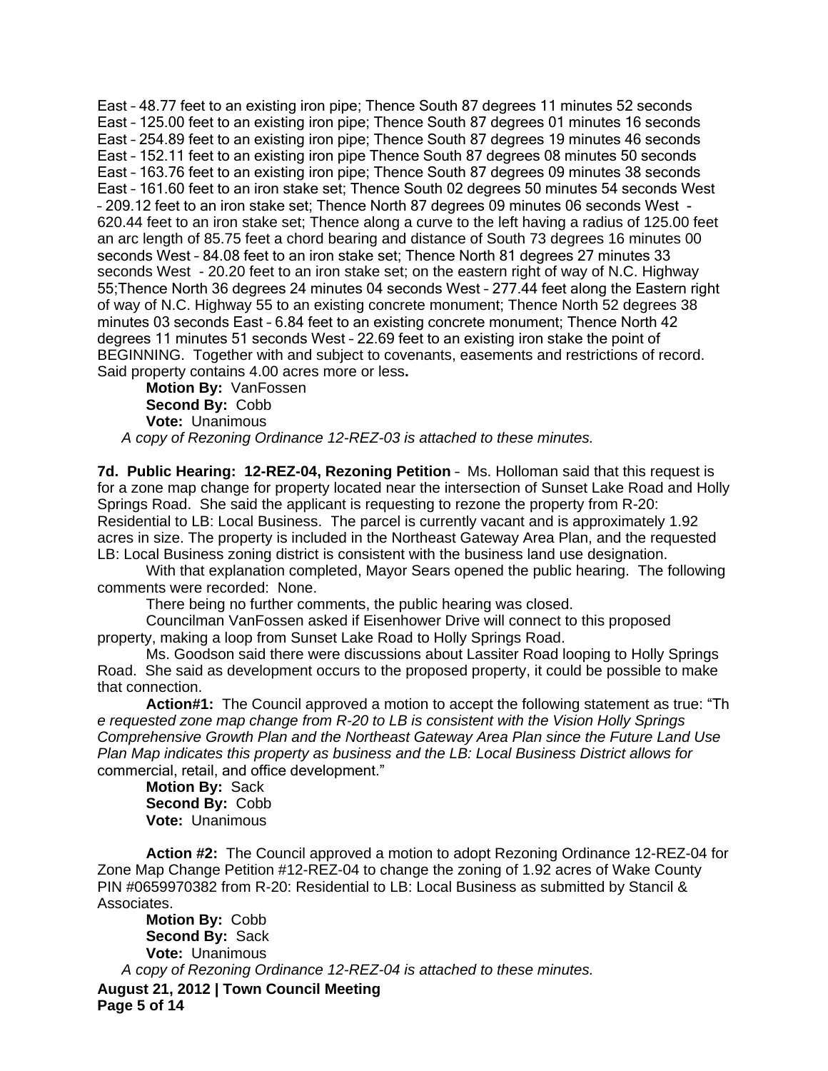East – 48.77 feet to an existing iron pipe; Thence South 87 degrees 11 minutes 52 seconds East – 125.00 feet to an existing iron pipe; Thence South 87 degrees 01 minutes 16 seconds East – 254.89 feet to an existing iron pipe; Thence South 87 degrees 19 minutes 46 seconds East – 152.11 feet to an existing iron pipe Thence South 87 degrees 08 minutes 50 seconds East – 163.76 feet to an existing iron pipe; Thence South 87 degrees 09 minutes 38 seconds East – 161.60 feet to an iron stake set; Thence South 02 degrees 50 minutes 54 seconds West – 209.12 feet to an iron stake set; Thence North 87 degrees 09 minutes 06 seconds West - 620.44 feet to an iron stake set; Thence along a curve to the left having a radius of 125.00 feet an arc length of 85.75 feet a chord bearing and distance of South 73 degrees 16 minutes 00 seconds West – 84.08 feet to an iron stake set; Thence North 81 degrees 27 minutes 33 seconds West - 20.20 feet to an iron stake set; on the eastern right of way of N.C. Highway 55;Thence North 36 degrees 24 minutes 04 seconds West – 277.44 feet along the Eastern right of way of N.C. Highway 55 to an existing concrete monument; Thence North 52 degrees 38 minutes 03 seconds East – 6.84 feet to an existing concrete monument; Thence North 42 degrees 11 minutes 51 seconds West – 22.69 feet to an existing iron stake the point of BEGINNING. Together with and subject to covenants, easements and restrictions of record. Said property contains 4.00 acres more or less**.**

**Motion By:** VanFossen
**Second By:** Cobb
**Vote:** Unanimous

*A copy of Rezoning Ordinance 12-REZ-03 is attached to these minutes.*

**7d. Public Hearing: 12-REZ-04, Rezoning Petition** – Ms. Holloman said that this request is for a zone map change for property located near the intersection of Sunset Lake Road and Holly Springs Road. She said the applicant is requesting to rezone the property from R-20: Residential to LB: Local Business. The parcel is currently vacant and is approximately 1.92 acres in size. The property is included in the Northeast Gateway Area Plan, and the requested LB: Local Business zoning district is consistent with the business land use designation.

With that explanation completed, Mayor Sears opened the public hearing. The following comments were recorded: None.

There being no further comments, the public hearing was closed.

Councilman VanFossen asked if Eisenhower Drive will connect to this proposed property, making a loop from Sunset Lake Road to Holly Springs Road.

Ms. Goodson said there were discussions about Lassiter Road looping to Holly Springs Road. She said as development occurs to the proposed property, it could be possible to make that connection.

**Action#1:** The Council approved a motion to accept the following statement as true: "*The requested zone map change from R-20 to LB is consistent with the Vision Holly Springs Comprehensive Growth Plan and the Northeast Gateway Area Plan since the Future Land Use Plan Map indicates this property as business and the LB: Local Business District allows for* commercial, retail, and office development."

**Motion By:** Sack
**Second By:** Cobb
**Vote:** Unanimous

**Action #2:** The Council approved a motion to adopt Rezoning Ordinance 12-REZ-04 for Zone Map Change Petition #12-REZ-04 to change the zoning of 1.92 acres of Wake County PIN #0659970382 from R-20: Residential to LB: Local Business as submitted by Stancil & Associates.

**Motion By:** Cobb
**Second By:** Sack
**Vote:** Unanimous

*A copy of Rezoning Ordinance 12-REZ-04 is attached to these minutes.*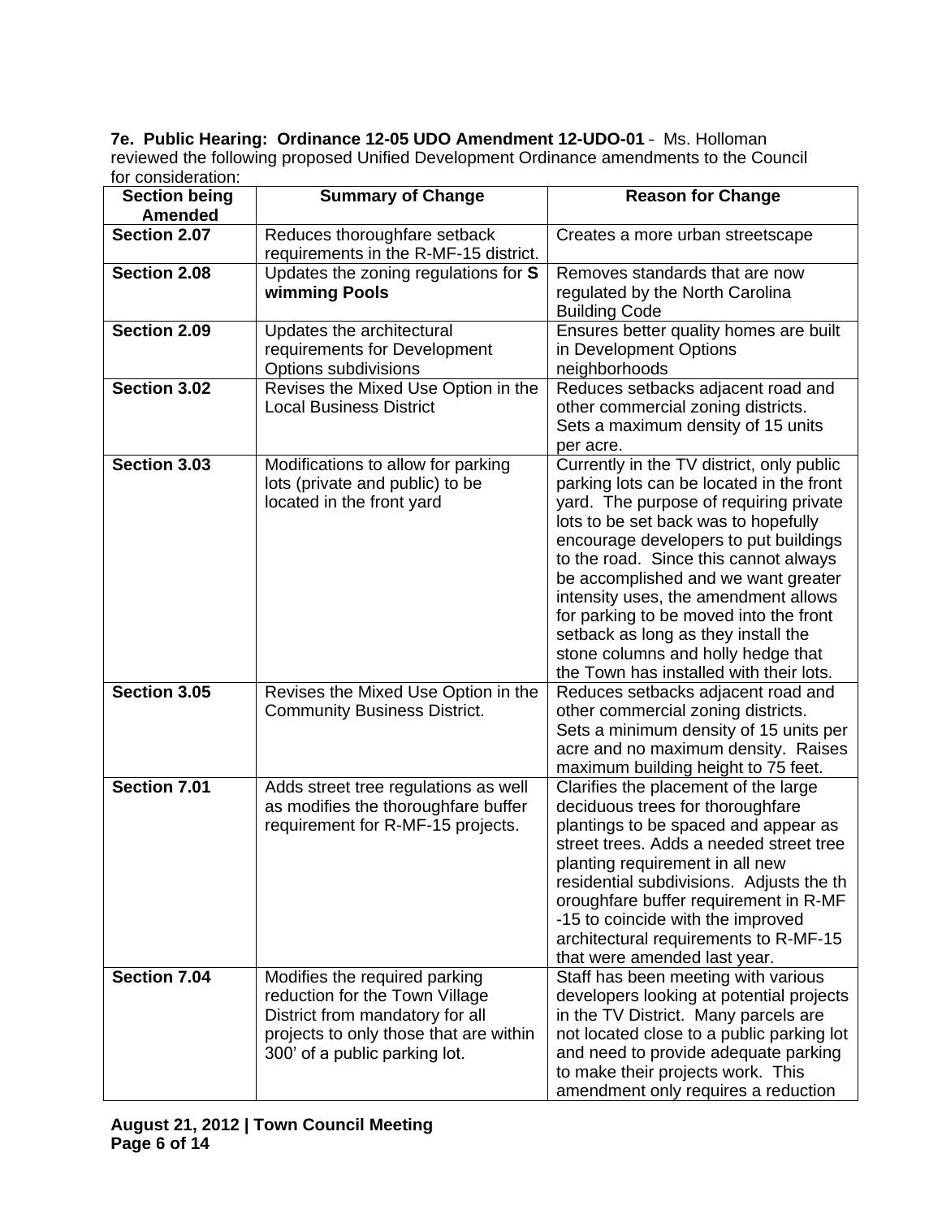**7e. Public Hearing: Ordinance 12-05 UDO Amendment 12-UDO-01** - Ms. Holloman reviewed the following proposed Unified Development Ordinance amendments to the Council for consideration:

| Section being Amended | Summary of Change | Reason for Change |
|---|---|---|
| **Section 2.07** | Reduces thoroughfare setback requirements in the R-MF-15 district. | Creates a more urban streetscape |
| **Section 2.08** | Updates the zoning regulations for **Swimming Pools** | Removes standards that are now regulated by the North Carolina Building Code |
| **Section 2.09** | Updates the architectural requirements for Development Options subdivisions | Ensures better quality homes are built in Development Options neighborhoods |
| **Section 3.02** | Revises the Mixed Use Option in the Local Business District | Reduces setbacks adjacent road and other commercial zoning districts. Sets a maximum density of 15 units per acre. |
| **Section 3.03** | Modifications to allow for parking lots (private and public) to be located in the front yard | Currently in the TV district, only public parking lots can be located in the front yard. The purpose of requiring private lots to be set back was to hopefully encourage developers to put buildings to the road. Since this cannot always be accomplished and we want greater intensity uses, the amendment allows for parking to be moved into the front setback as long as they install the stone columns and holly hedge that the Town has installed with their lots. |
| **Section 3.05** | Revises the Mixed Use Option in the Community Business District. | Reduces setbacks adjacent road and other commercial zoning districts. Sets a minimum density of 15 units per acre and no maximum density. Raises maximum building height to 75 feet. |
| **Section 7.01** | Adds street tree regulations as well as modifies the thoroughfare buffer requirement for R-MF-15 projects. | Clarifies the placement of the large deciduous trees for thoroughfare plantings to be spaced and appear as street trees. Adds a needed street tree planting requirement in all new residential subdivisions. Adjusts the thoroughfare buffer requirement in R-MF-15 to coincide with the improved architectural requirements to R-MF-15 that were amended last year. |
| **Section 7.04** | Modifies the required parking reduction for the Town Village District from mandatory for all projects to only those that are within 300' of a public parking lot. | Staff has been meeting with various developers looking at potential projects in the TV District. Many parcels are not located close to a public parking lot and need to provide adequate parking to make their projects work. This amendment only requires a reduction |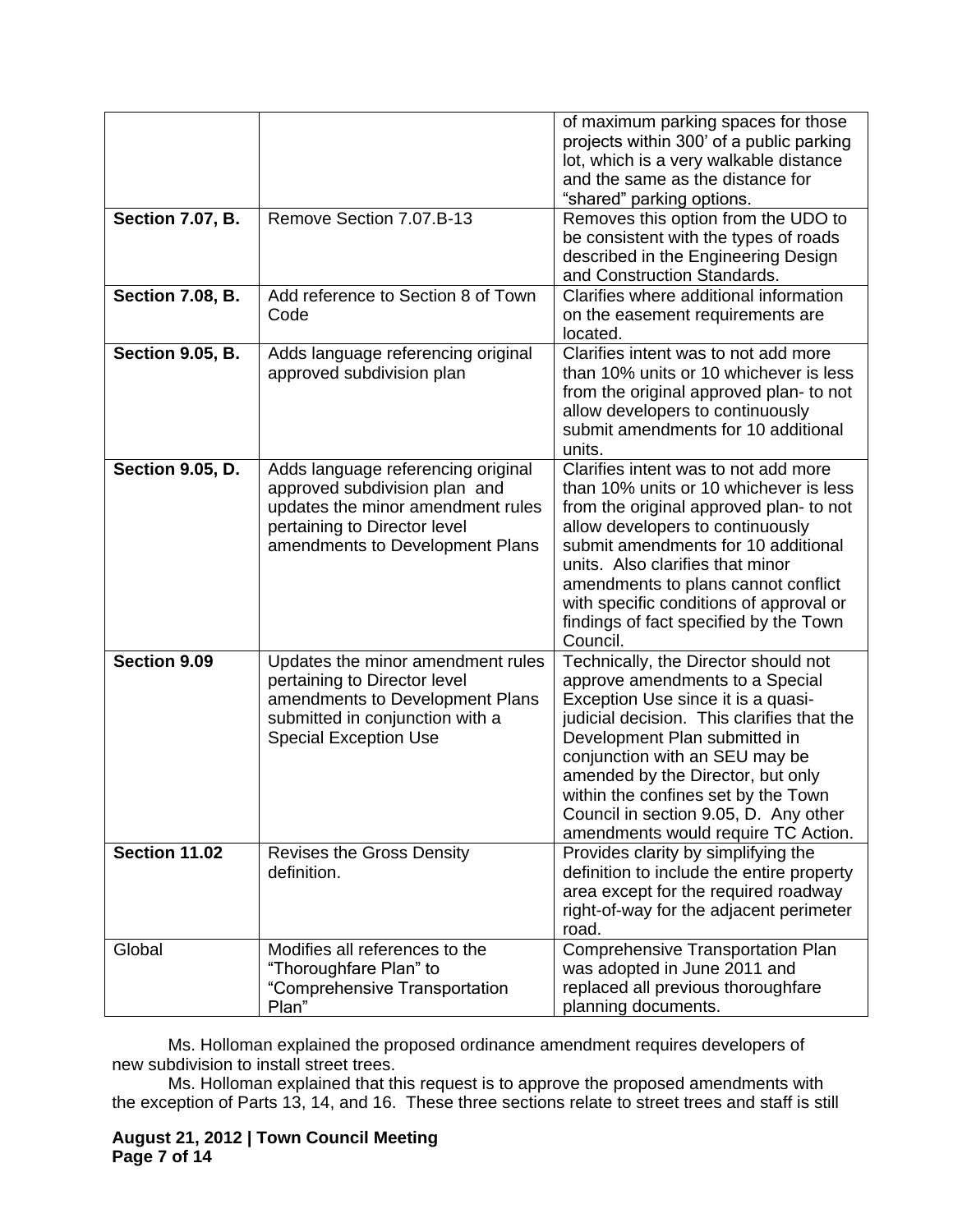| | | |
|---|---|---|
| | | of maximum parking spaces for those projects within 300' of a public parking lot, which is a very walkable distance and the same as the distance for "shared" parking options. |
| **Section 7.07, B.** | Remove Section 7.07.B-13 | Removes this option from the UDO to be consistent with the types of roads described in the Engineering Design and Construction Standards. |
| **Section 7.08, B.** | Add reference to Section 8 of Town Code | Clarifies where additional information on the easement requirements are located. |
| **Section 9.05, B.** | Adds language referencing original approved subdivision plan | Clarifies intent was to not add more than 10% units or 10 whichever is less from the original approved plan- to not allow developers to continuously submit amendments for 10 additional units. |
| **Section 9.05, D.** | Adds language referencing original approved subdivision plan and updates the minor amendment rules pertaining to Director level amendments to Development Plans | Clarifies intent was to not add more than 10% units or 10 whichever is less from the original approved plan- to not allow developers to continuously submit amendments for 10 additional units. Also clarifies that minor amendments to plans cannot conflict with specific conditions of approval or findings of fact specified by the Town Council. |
| **Section 9.09** | Updates the minor amendment rules pertaining to Director level amendments to Development Plans submitted in conjunction with a Special Exception Use | Technically, the Director should not approve amendments to a Special Exception Use since it is a quasi-judicial decision. This clarifies that the Development Plan submitted in conjunction with an SEU may be amended by the Director, but only within the confines set by the Town Council in section 9.05, D. Any other amendments would require TC Action. |
| **Section 11.02** | Revises the Gross Density definition. | Provides clarity by simplifying the definition to include the entire property area except for the required roadway right-of-way for the adjacent perimeter road. |
| Global | Modifies all references to the "Thoroughfare Plan" to "Comprehensive Transportation Plan" | Comprehensive Transportation Plan was adopted in June 2011 and replaced all previous thoroughfare planning documents. |

Ms. Holloman explained the proposed ordinance amendment requires developers of new subdivision to install street trees.

Ms. Holloman explained that this request is to approve the proposed amendments with the exception of Parts 13, 14, and 16. These three sections relate to street trees and staff is still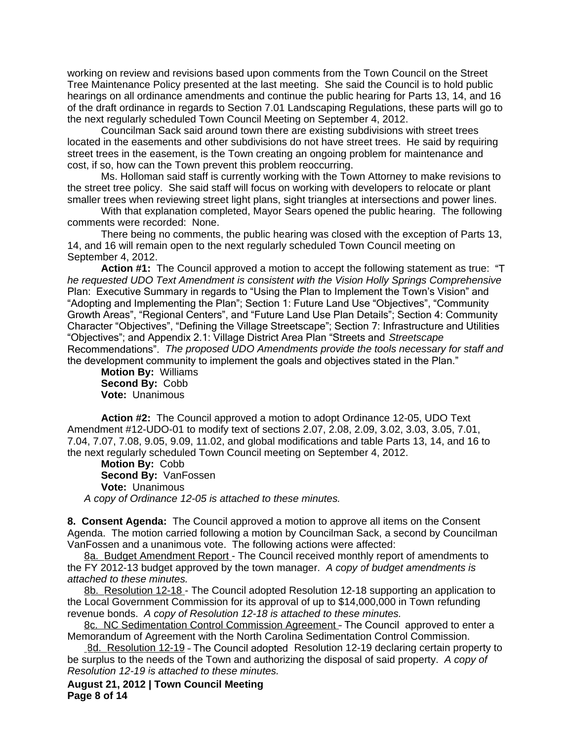working on review and revisions based upon comments from the Town Council on the Street Tree Maintenance Policy presented at the last meeting. She said the Council is to hold public hearings on all ordinance amendments and continue the public hearing for Parts 13, 14, and 16 of the draft ordinance in regards to Section 7.01 Landscaping Regulations, these parts will go to the next regularly scheduled Town Council Meeting on September 4, 2012.

Councilman Sack said around town there are existing subdivisions with street trees located in the easements and other subdivisions do not have street trees. He said by requiring street trees in the easement, is the Town creating an ongoing problem for maintenance and cost, if so, how can the Town prevent this problem reoccurring.

Ms. Holloman said staff is currently working with the Town Attorney to make revisions to the street tree policy. She said staff will focus on working with developers to relocate or plant smaller trees when reviewing street light plans, sight triangles at intersections and power lines.

With that explanation completed, Mayor Sears opened the public hearing. The following comments were recorded: None.

There being no comments, the public hearing was closed with the exception of Parts 13, 14, and 16 will remain open to the next regularly scheduled Town Council meeting on September 4, 2012.

**Action #1:** The Council approved a motion to accept the following statement as true: "T*he requested UDO Text Amendment is consistent with the Vision Holly Springs Comprehensive* Plan: Executive Summary in regards to "Using the Plan to Implement the Town's Vision" and "Adopting and Implementing the Plan"; Section 1: Future Land Use "Objectives", "Community Growth Areas", "Regional Centers", and "Future Land Use Plan Details"; Section 4: Community Character "Objectives", "Defining the Village Streetscape"; Section 7: Infrastructure and Utilities "Objectives"; and Appendix 2.1: Village District Area Plan "Streets and *Streetscape* Recommendations". *The proposed UDO Amendments provide the tools necessary for staff and* the development community to implement the goals and objectives stated in the Plan."

**Motion By:** Williams
**Second By:** Cobb
**Vote:** Unanimous

**Action #2:** The Council approved a motion to adopt Ordinance 12-05, UDO Text Amendment #12-UDO-01 to modify text of sections 2.07, 2.08, 2.09, 3.02, 3.03, 3.05, 7.01, 7.04, 7.07, 7.08, 9.05, 9.09, 11.02, and global modifications and table Parts 13, 14, and 16 to the next regularly scheduled Town Council meeting on September 4, 2012.

**Motion By:** Cobb
**Second By:** VanFossen
**Vote:** Unanimous

*A copy of Ordinance 12-05 is attached to these minutes.*

**8. Consent Agenda:** The Council approved a motion to approve all items on the Consent Agenda. The motion carried following a motion by Councilman Sack, a second by Councilman VanFossen and a unanimous vote. The following actions were affected:

8a. Budget Amendment Report - The Council received monthly report of amendments to the FY 2012-13 budget approved by the town manager. *A copy of budget amendments is attached to these minutes.*

8b. Resolution 12-18 - The Council adopted Resolution 12-18 supporting an application to the Local Government Commission for its approval of up to $14,000,000 in Town refunding revenue bonds. *A copy of Resolution 12-18 is attached to these minutes.*

8c. NC Sedimentation Control Commission Agreement – The Council approved to enter a Memorandum of Agreement with the North Carolina Sedimentation Control Commission.

8d. Resolution 12-19 – The Council adopted Resolution 12-19 declaring certain property to be surplus to the needs of the Town and authorizing the disposal of said property. *A copy of Resolution 12-19 is attached to these minutes.*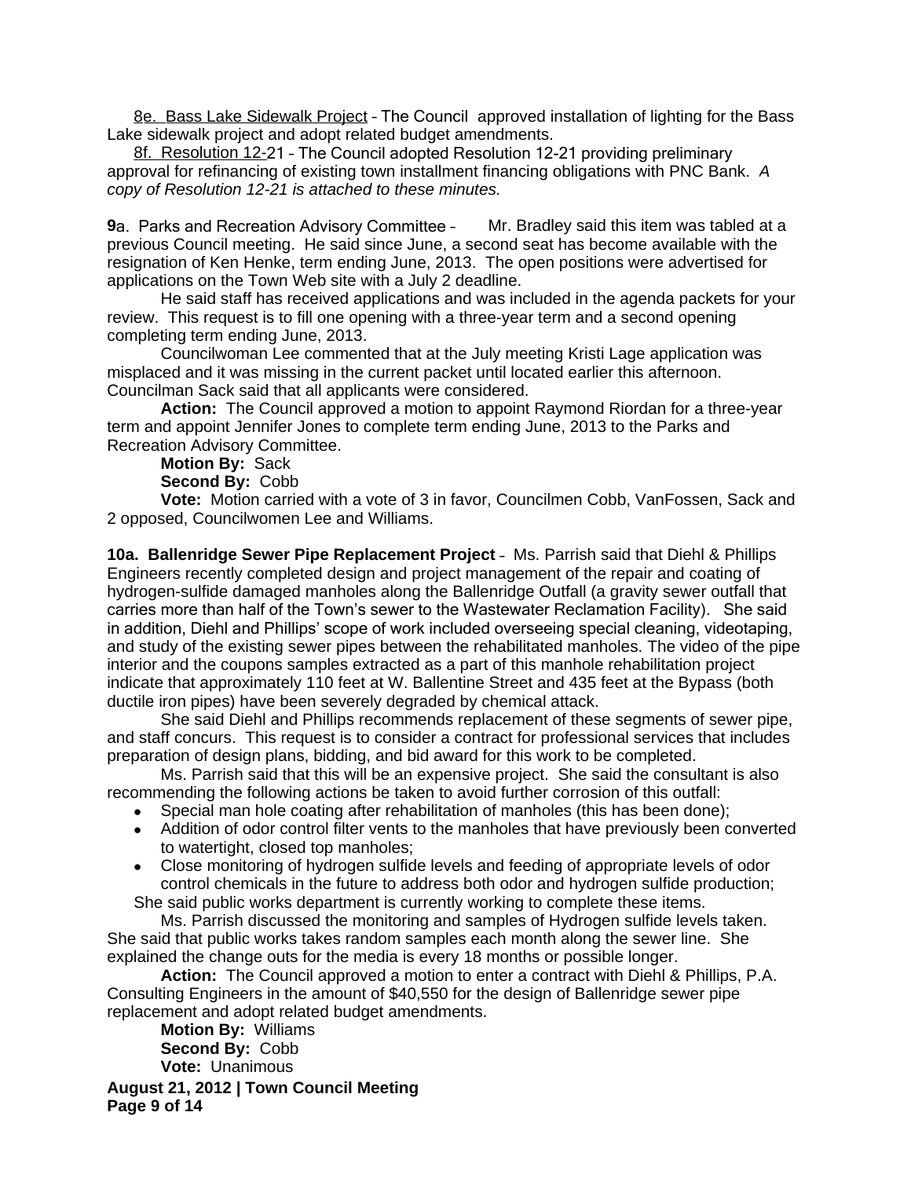8e. Bass Lake Sidewalk Project – The Council approved installation of lighting for the Bass Lake sidewalk project and adopt related budget amendments.

8f. Resolution 12-21 – The Council adopted Resolution 12-21 providing preliminary approval for refinancing of existing town installment financing obligations with PNC Bank. *A copy of Resolution 12-21 is attached to these minutes.*

**9**a. Parks and Recreation Advisory Committee – Mr. Bradley said this item was tabled at a previous Council meeting. He said since June, a second seat has become available with the resignation of Ken Henke, term ending June, 2013. The open positions were advertised for applications on the Town Web site with a July 2 deadline.

He said staff has received applications and was included in the agenda packets for your review. This request is to fill one opening with a three-year term and a second opening completing term ending June, 2013.

Councilwoman Lee commented that at the July meeting Kristi Lage application was misplaced and it was missing in the current packet until located earlier this afternoon. Councilman Sack said that all applicants were considered.

**Action:** The Council approved a motion to appoint Raymond Riordan for a three-year term and appoint Jennifer Jones to complete term ending June, 2013 to the Parks and Recreation Advisory Committee.

**Motion By:** Sack

**Second By:** Cobb

**Vote:** Motion carried with a vote of 3 in favor, Councilmen Cobb, VanFossen, Sack and 2 opposed, Councilwomen Lee and Williams.

**10a. Ballenridge Sewer Pipe Replacement Project** – Ms. Parrish said that Diehl & Phillips Engineers recently completed design and project management of the repair and coating of hydrogen-sulfide damaged manholes along the Ballenridge Outfall (a gravity sewer outfall that carries more than half of the Town's sewer to the Wastewater Reclamation Facility). She said in addition, Diehl and Phillips' scope of work included overseeing special cleaning, videotaping, and study of the existing sewer pipes between the rehabilitated manholes. The video of the pipe interior and the coupons samples extracted as a part of this manhole rehabilitation project indicate that approximately 110 feet at W. Ballentine Street and 435 feet at the Bypass (both ductile iron pipes) have been severely degraded by chemical attack.

She said Diehl and Phillips recommends replacement of these segments of sewer pipe, and staff concurs. This request is to consider a contract for professional services that includes preparation of design plans, bidding, and bid award for this work to be completed.

Ms. Parrish said that this will be an expensive project. She said the consultant is also recommending the following actions be taken to avoid further corrosion of this outfall:

- Special man hole coating after rehabilitation of manholes (this has been done);
- Addition of odor control filter vents to the manholes that have previously been converted to watertight, closed top manholes;
- Close monitoring of hydrogen sulfide levels and feeding of appropriate levels of odor control chemicals in the future to address both odor and hydrogen sulfide production;

She said public works department is currently working to complete these items.

Ms. Parrish discussed the monitoring and samples of Hydrogen sulfide levels taken. She said that public works takes random samples each month along the sewer line. She explained the change outs for the media is every 18 months or possible longer.

**Action:** The Council approved a motion to enter a contract with Diehl & Phillips, P.A. Consulting Engineers in the amount of $40,550 for the design of Ballenridge sewer pipe replacement and adopt related budget amendments.

**Motion By:** Williams

**Second By:** Cobb

**Vote:** Unanimous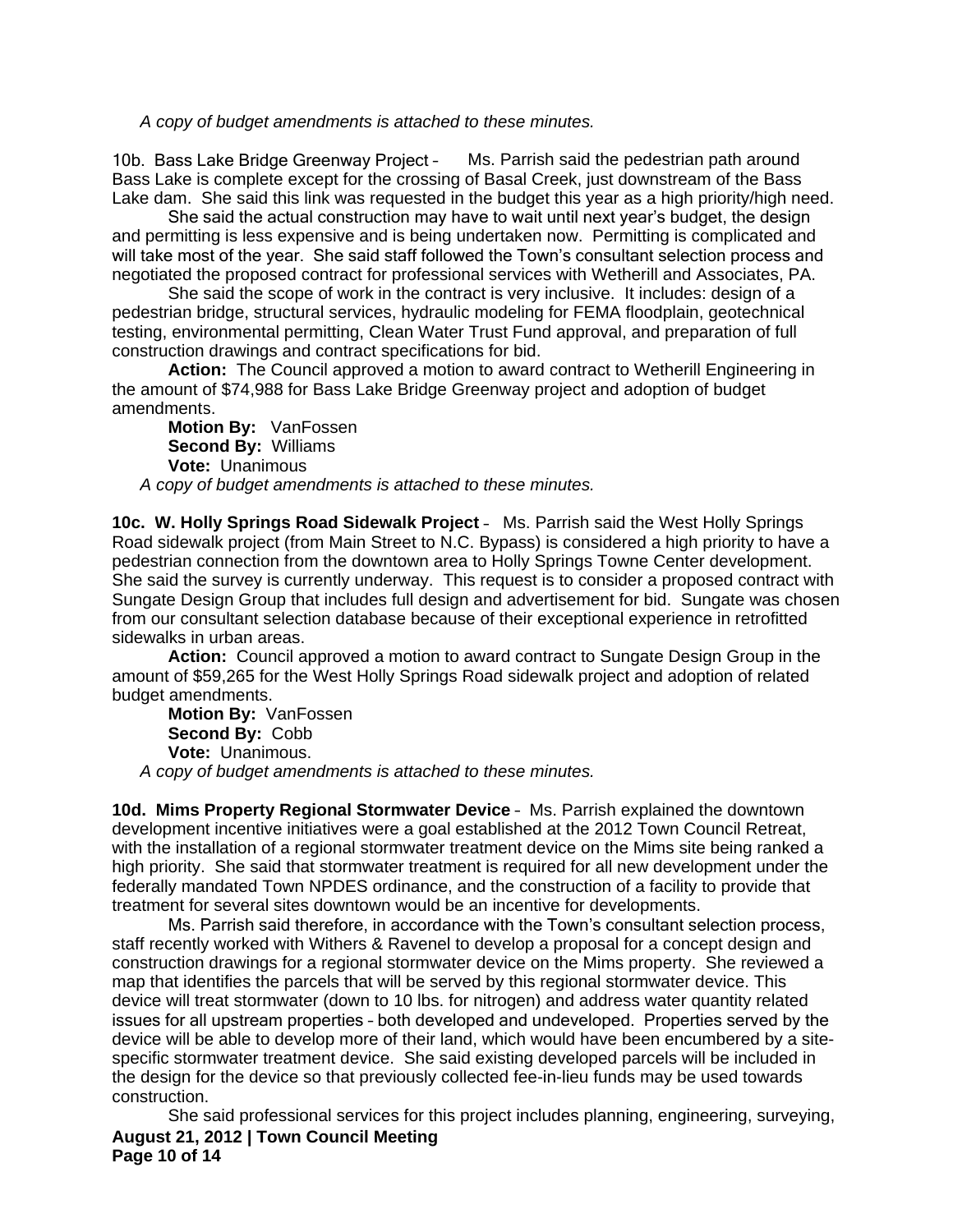*A copy of budget amendments is attached to these minutes.*

10b. Bass Lake Bridge Greenway Project – Ms. Parrish said the pedestrian path around Bass Lake is complete except for the crossing of Basal Creek, just downstream of the Bass Lake dam. She said this link was requested in the budget this year as a high priority/high need.

She said the actual construction may have to wait until next year's budget, the design and permitting is less expensive and is being undertaken now. Permitting is complicated and will take most of the year. She said staff followed the Town's consultant selection process and negotiated the proposed contract for professional services with Wetherill and Associates, PA.

She said the scope of work in the contract is very inclusive. It includes: design of a pedestrian bridge, structural services, hydraulic modeling for FEMA floodplain, geotechnical testing, environmental permitting, Clean Water Trust Fund approval, and preparation of full construction drawings and contract specifications for bid.

**Action:** The Council approved a motion to award contract to Wetherill Engineering in the amount of $74,988 for Bass Lake Bridge Greenway project and adoption of budget amendments.

**Motion By:** VanFossen
**Second By:** Williams
**Vote:** Unanimous

*A copy of budget amendments is attached to these minutes.*

**10c. W. Holly Springs Road Sidewalk Project** – Ms. Parrish said the West Holly Springs Road sidewalk project (from Main Street to N.C. Bypass) is considered a high priority to have a pedestrian connection from the downtown area to Holly Springs Towne Center development. She said the survey is currently underway. This request is to consider a proposed contract with Sungate Design Group that includes full design and advertisement for bid. Sungate was chosen from our consultant selection database because of their exceptional experience in retrofitted sidewalks in urban areas.

**Action:** Council approved a motion to award contract to Sungate Design Group in the amount of $59,265 for the West Holly Springs Road sidewalk project and adoption of related budget amendments.

**Motion By:** VanFossen
**Second By:** Cobb
**Vote:** Unanimous.

*A copy of budget amendments is attached to these minutes.*

**10d. Mims Property Regional Stormwater Device** – Ms. Parrish explained the downtown development incentive initiatives were a goal established at the 2012 Town Council Retreat, with the installation of a regional stormwater treatment device on the Mims site being ranked a high priority. She said that stormwater treatment is required for all new development under the federally mandated Town NPDES ordinance, and the construction of a facility to provide that treatment for several sites downtown would be an incentive for developments.

Ms. Parrish said therefore, in accordance with the Town's consultant selection process, staff recently worked with Withers & Ravenel to develop a proposal for a concept design and construction drawings for a regional stormwater device on the Mims property. She reviewed a map that identifies the parcels that will be served by this regional stormwater device. This device will treat stormwater (down to 10 lbs. for nitrogen) and address water quantity related issues for all upstream properties – both developed and undeveloped. Properties served by the device will be able to develop more of their land, which would have been encumbered by a site-specific stormwater treatment device. She said existing developed parcels will be included in the design for the device so that previously collected fee-in-lieu funds may be used towards construction.

She said professional services for this project includes planning, engineering, surveying,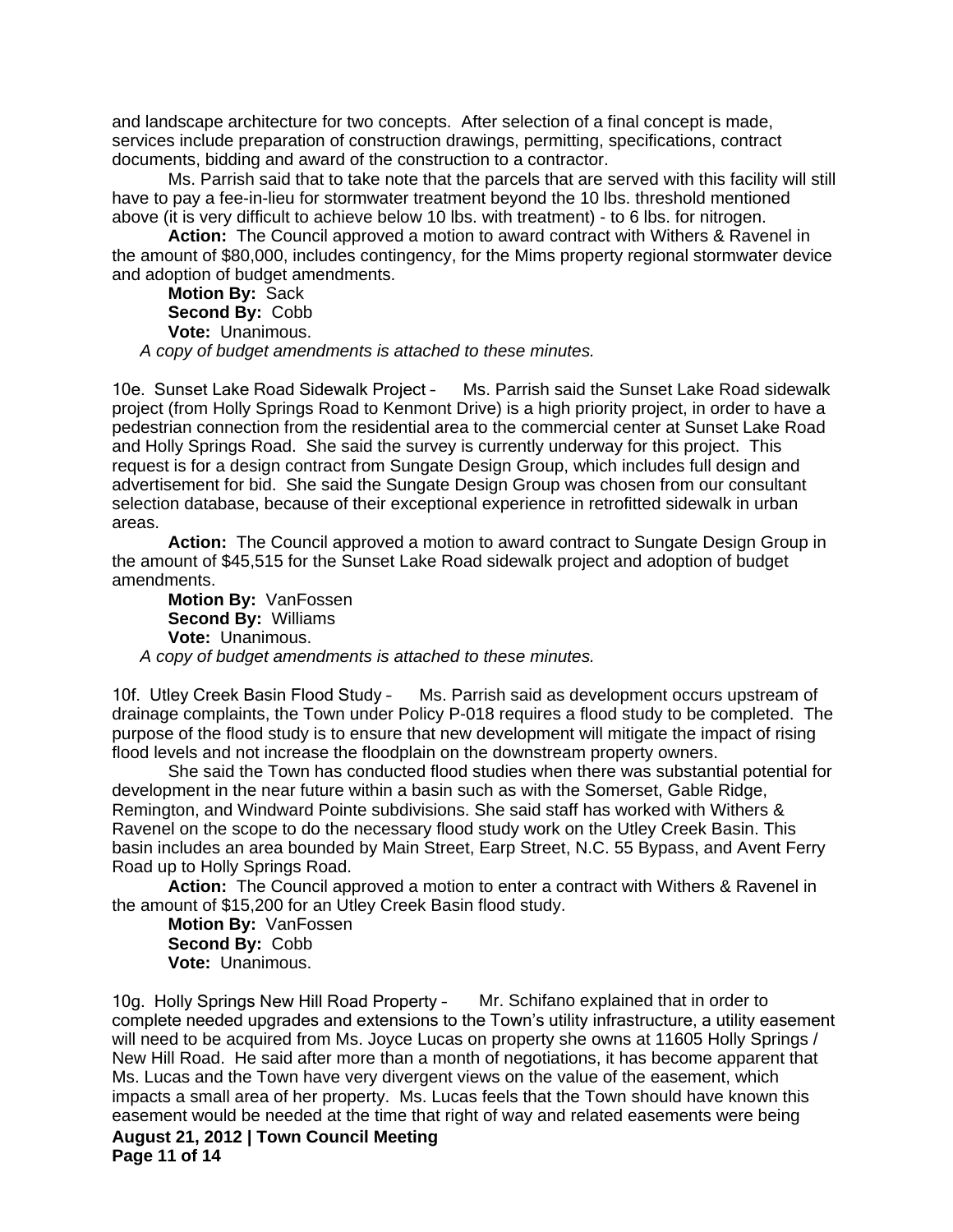and landscape architecture for two concepts. After selection of a final concept is made, services include preparation of construction drawings, permitting, specifications, contract documents, bidding and award of the construction to a contractor.

Ms. Parrish said that to take note that the parcels that are served with this facility will still have to pay a fee-in-lieu for stormwater treatment beyond the 10 lbs. threshold mentioned above (it is very difficult to achieve below 10 lbs. with treatment) - to 6 lbs. for nitrogen.

**Action:** The Council approved a motion to award contract with Withers & Ravenel in the amount of $80,000, includes contingency, for the Mims property regional stormwater device and adoption of budget amendments.

**Motion By:** Sack
**Second By:** Cobb
**Vote:** Unanimous.

*A copy of budget amendments is attached to these minutes.*

10e. Sunset Lake Road Sidewalk Project – Ms. Parrish said the Sunset Lake Road sidewalk project (from Holly Springs Road to Kenmont Drive) is a high priority project, in order to have a pedestrian connection from the residential area to the commercial center at Sunset Lake Road and Holly Springs Road. She said the survey is currently underway for this project. This request is for a design contract from Sungate Design Group, which includes full design and advertisement for bid. She said the Sungate Design Group was chosen from our consultant selection database, because of their exceptional experience in retrofitted sidewalk in urban areas.

**Action:** The Council approved a motion to award contract to Sungate Design Group in the amount of $45,515 for the Sunset Lake Road sidewalk project and adoption of budget amendments.

**Motion By:** VanFossen
**Second By:** Williams
**Vote:** Unanimous.

*A copy of budget amendments is attached to these minutes.*

10f. Utley Creek Basin Flood Study – Ms. Parrish said as development occurs upstream of drainage complaints, the Town under Policy P-018 requires a flood study to be completed. The purpose of the flood study is to ensure that new development will mitigate the impact of rising flood levels and not increase the floodplain on the downstream property owners.

She said the Town has conducted flood studies when there was substantial potential for development in the near future within a basin such as with the Somerset, Gable Ridge, Remington, and Windward Pointe subdivisions. She said staff has worked with Withers & Ravenel on the scope to do the necessary flood study work on the Utley Creek Basin. This basin includes an area bounded by Main Street, Earp Street, N.C. 55 Bypass, and Avent Ferry Road up to Holly Springs Road.

**Action:** The Council approved a motion to enter a contract with Withers & Ravenel in the amount of $15,200 for an Utley Creek Basin flood study.

**Motion By:** VanFossen
**Second By:** Cobb
**Vote:** Unanimous.

10g. Holly Springs New Hill Road Property – Mr. Schifano explained that in order to complete needed upgrades and extensions to the Town's utility infrastructure, a utility easement will need to be acquired from Ms. Joyce Lucas on property she owns at 11605 Holly Springs / New Hill Road. He said after more than a month of negotiations, it has become apparent that Ms. Lucas and the Town have very divergent views on the value of the easement, which impacts a small area of her property. Ms. Lucas feels that the Town should have known this easement would be needed at the time that right of way and related easements were being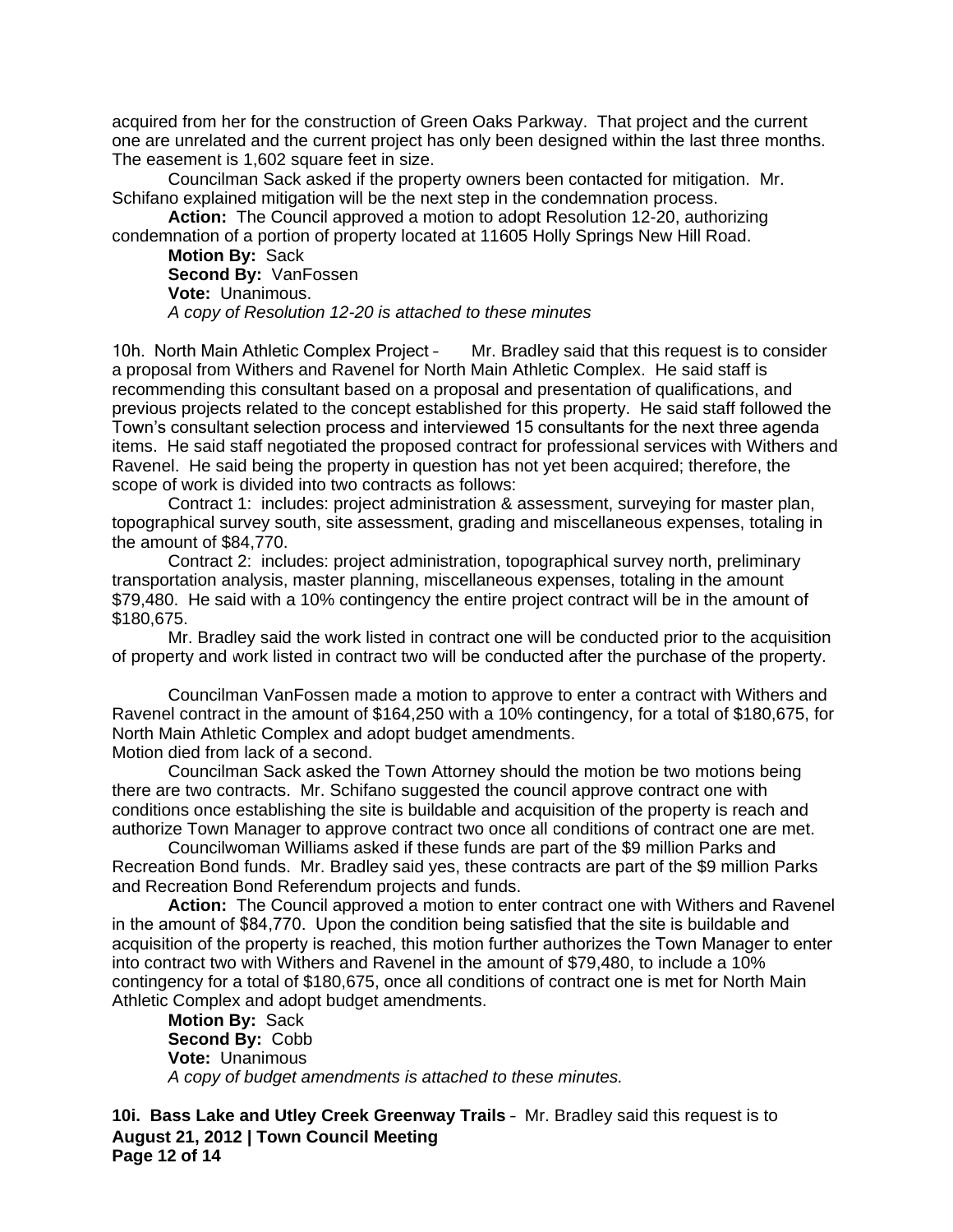acquired from her for the construction of Green Oaks Parkway. That project and the current one are unrelated and the current project has only been designed within the last three months. The easement is 1,602 square feet in size.

Councilman Sack asked if the property owners been contacted for mitigation. Mr. Schifano explained mitigation will be the next step in the condemnation process.

**Action:** The Council approved a motion to adopt Resolution 12-20, authorizing condemnation of a portion of property located at 11605 Holly Springs New Hill Road.

**Motion By:** Sack
**Second By:** VanFossen
**Vote:** Unanimous.
*A copy of Resolution 12-20 is attached to these minutes*

10h. North Main Athletic Complex Project – Mr. Bradley said that this request is to consider a proposal from Withers and Ravenel for North Main Athletic Complex. He said staff is recommending this consultant based on a proposal and presentation of qualifications, and previous projects related to the concept established for this property. He said staff followed the Town's consultant selection process and interviewed 15 consultants for the next three agenda items. He said staff negotiated the proposed contract for professional services with Withers and Ravenel. He said being the property in question has not yet been acquired; therefore, the scope of work is divided into two contracts as follows:

Contract 1: includes: project administration & assessment, surveying for master plan, topographical survey south, site assessment, grading and miscellaneous expenses, totaling in the amount of $84,770.

Contract 2: includes: project administration, topographical survey north, preliminary transportation analysis, master planning, miscellaneous expenses, totaling in the amount $79,480. He said with a 10% contingency the entire project contract will be in the amount of $180,675.

Mr. Bradley said the work listed in contract one will be conducted prior to the acquisition of property and work listed in contract two will be conducted after the purchase of the property.

Councilman VanFossen made a motion to approve to enter a contract with Withers and Ravenel contract in the amount of $164,250 with a 10% contingency, for a total of $180,675, for North Main Athletic Complex and adopt budget amendments.
Motion died from lack of a second.

Councilman Sack asked the Town Attorney should the motion be two motions being there are two contracts. Mr. Schifano suggested the council approve contract one with conditions once establishing the site is buildable and acquisition of the property is reach and authorize Town Manager to approve contract two once all conditions of contract one are met.

Councilwoman Williams asked if these funds are part of the $9 million Parks and Recreation Bond funds. Mr. Bradley said yes, these contracts are part of the $9 million Parks and Recreation Bond Referendum projects and funds.

**Action:** The Council approved a motion to enter contract one with Withers and Ravenel in the amount of $84,770. Upon the condition being satisfied that the site is buildable and acquisition of the property is reached, this motion further authorizes the Town Manager to enter into contract two with Withers and Ravenel in the amount of $79,480, to include a 10% contingency for a total of $180,675, once all conditions of contract one is met for North Main Athletic Complex and adopt budget amendments.

**Motion By:** Sack
**Second By:** Cobb
**Vote:** Unanimous
*A copy of budget amendments is attached to these minutes.*

**10i. Bass Lake and Utley Creek Greenway Trails** – Mr. Bradley said this request is to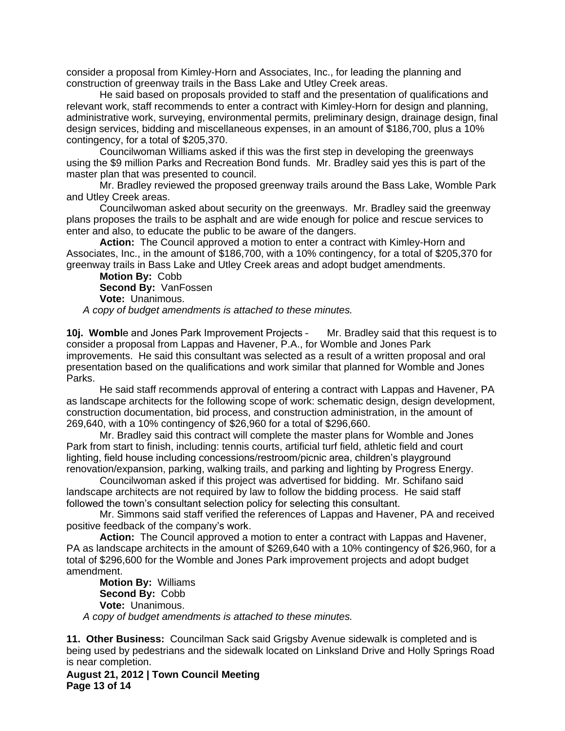consider a proposal from Kimley-Horn and Associates, Inc., for leading the planning and construction of greenway trails in the Bass Lake and Utley Creek areas.

He said based on proposals provided to staff and the presentation of qualifications and relevant work, staff recommends to enter a contract with Kimley-Horn for design and planning, administrative work, surveying, environmental permits, preliminary design, drainage design, final design services, bidding and miscellaneous expenses, in an amount of $186,700, plus a 10% contingency, for a total of $205,370.

Councilwoman Williams asked if this was the first step in developing the greenways using the $9 million Parks and Recreation Bond funds. Mr. Bradley said yes this is part of the master plan that was presented to council.

Mr. Bradley reviewed the proposed greenway trails around the Bass Lake, Womble Park and Utley Creek areas.

Councilwoman asked about security on the greenways. Mr. Bradley said the greenway plans proposes the trails to be asphalt and are wide enough for police and rescue services to enter and also, to educate the public to be aware of the dangers.

**Action:** The Council approved a motion to enter a contract with Kimley-Horn and Associates, Inc., in the amount of $186,700, with a 10% contingency, for a total of $205,370 for greenway trails in Bass Lake and Utley Creek areas and adopt budget amendments.

**Motion By:** Cobb
**Second By:** VanFossen
**Vote:** Unanimous.

*A copy of budget amendments is attached to these minutes.*

**10j. Wombl**e and Jones Park Improvement Projects – Mr. Bradley said that this request is to consider a proposal from Lappas and Havener, P.A., for Womble and Jones Park improvements. He said this consultant was selected as a result of a written proposal and oral presentation based on the qualifications and work similar that planned for Womble and Jones Parks.

He said staff recommends approval of entering a contract with Lappas and Havener, PA as landscape architects for the following scope of work: schematic design, design development, construction documentation, bid process, and construction administration, in the amount of 269,640, with a 10% contingency of $26,960 for a total of $296,660.

Mr. Bradley said this contract will complete the master plans for Womble and Jones Park from start to finish, including: tennis courts, artificial turf field, athletic field and court lighting, field house including concessions/restroom/picnic area, children's playground renovation/expansion, parking, walking trails, and parking and lighting by Progress Energy.

Councilwoman asked if this project was advertised for bidding. Mr. Schifano said landscape architects are not required by law to follow the bidding process. He said staff followed the town's consultant selection policy for selecting this consultant.

Mr. Simmons said staff verified the references of Lappas and Havener, PA and received positive feedback of the company's work.

**Action:** The Council approved a motion to enter a contract with Lappas and Havener, PA as landscape architects in the amount of $269,640 with a 10% contingency of $26,960, for a total of $296,600 for the Womble and Jones Park improvement projects and adopt budget amendment.

**Motion By:** Williams
**Second By:** Cobb
**Vote:** Unanimous.

*A copy of budget amendments is attached to these minutes.*

**11. Other Business:** Councilman Sack said Grigsby Avenue sidewalk is completed and is being used by pedestrians and the sidewalk located on Linksland Drive and Holly Springs Road is near completion.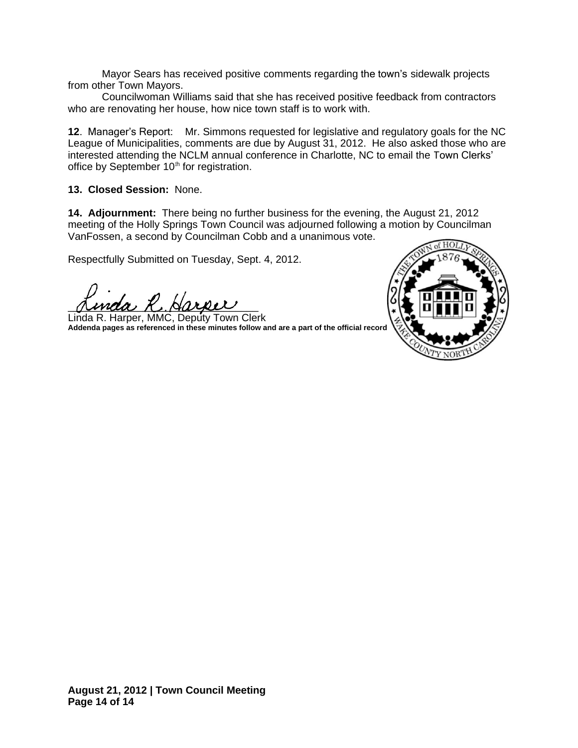Mayor Sears has received positive comments regarding the town's sidewalk projects from other Town Mayors.

Councilwoman Williams said that she has received positive feedback from contractors who are renovating her house, how nice town staff is to work with.

**12**. Manager's Report: Mr. Simmons requested for legislative and regulatory goals for the NC League of Municipalities, comments are due by August 31, 2012. He also asked those who are interested attending the NCLM annual conference in Charlotte, NC to email the Town Clerks' office by September 10th for registration.

**13. Closed Session:** None.

**14. Adjournment:** There being no further business for the evening, the August 21, 2012 meeting of the Holly Springs Town Council was adjourned following a motion by Councilman VanFossen, a second by Councilman Cobb and a unanimous vote.

Respectfully Submitted on Tuesday, Sept. 4, 2012.

Linda R. Harper

Linda R. Harper, MMC, Deputy Town Clerk

**Addenda pages as referenced in these minutes follow and are a part of the official record**

THE TOWN of HOLLY SPRINGS 1876 WAKE COUNTY NORTH CAROLINA